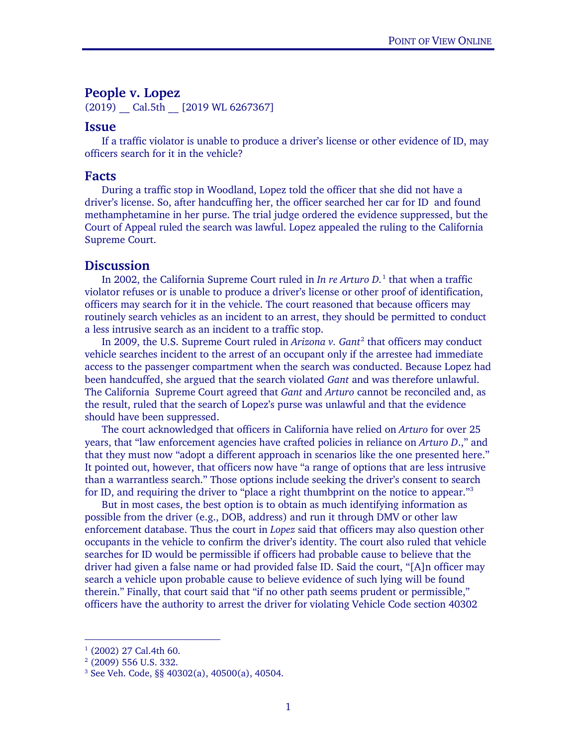## People v. Lopez

(2019) __ Cal.5th __ [2019 WL 6267367]

### Issue

If a traffic violator is unable to produce a driver's license or other evidence of ID, may officers search for it in the vehicle?

### Facts

During a traffic stop in Woodland, Lopez told the officer that she did not have a driver's license. So, after handcuffing her, the officer searched her car for ID and found methamphetamine in her purse. The trial judge ordered the evidence suppressed, but the Court of Appeal ruled the search was lawful. Lopez appealed the ruling to the California Supreme Court.

### Discussion

In 2002, the California Supreme Court ruled in *In re Arturo D.*[1] that when a traffic violator refuses or is unable to produce a driver's license or other proof of identification, officers may search for it in the vehicle. The court reasoned that because officers may routinely search vehicles as an incident to an arrest, they should be permitted to conduct a less intrusive search as an incident to a traffic stop.

In 2009, the U.S. Supreme Court ruled in *Arizona v. Gant*[2] that officers may conduct vehicle searches incident to the arrest of an occupant only if the arrestee had immediate access to the passenger compartment when the search was conducted. Because Lopez had been handcuffed, she argued that the search violated *Gant* and was therefore unlawful. The California Supreme Court agreed that *Gant* and *Arturo* cannot be reconciled and, as the result, ruled that the search of Lopez's purse was unlawful and that the evidence should have been suppressed.

The court acknowledged that officers in California have relied on *Arturo* for over 25 years, that "law enforcement agencies have crafted policies in reliance on *Arturo D.*," and that they must now "adopt a different approach in scenarios like the one presented here." It pointed out, however, that officers now have "a range of options that are less intrusive than a warrantless search." Those options include seeking the driver's consent to search for ID, and requiring the driver to "place a right thumbprint on the notice to appear."[3]

But in most cases, the best option is to obtain as much identifying information as possible from the driver (e.g., DOB, address) and run it through DMV or other law enforcement database. Thus the court in *Lopez* said that officers may also question other occupants in the vehicle to confirm the driver's identity. The court also ruled that vehicle searches for ID would be permissible if officers had probable cause to believe that the driver had given a false name or had provided false ID. Said the court, "[A]n officer may search a vehicle upon probable cause to believe evidence of such lying will be found therein." Finally, that court said that "if no other path seems prudent or permissible," officers have the authority to arrest the driver for violating Vehicle Code section 40302

---

[1] (2002) 27 Cal.4th 60.

[2] (2009) 556 U.S. 332.

[3] See Veh. Code, §§ 40302(a), 40500(a), 40504.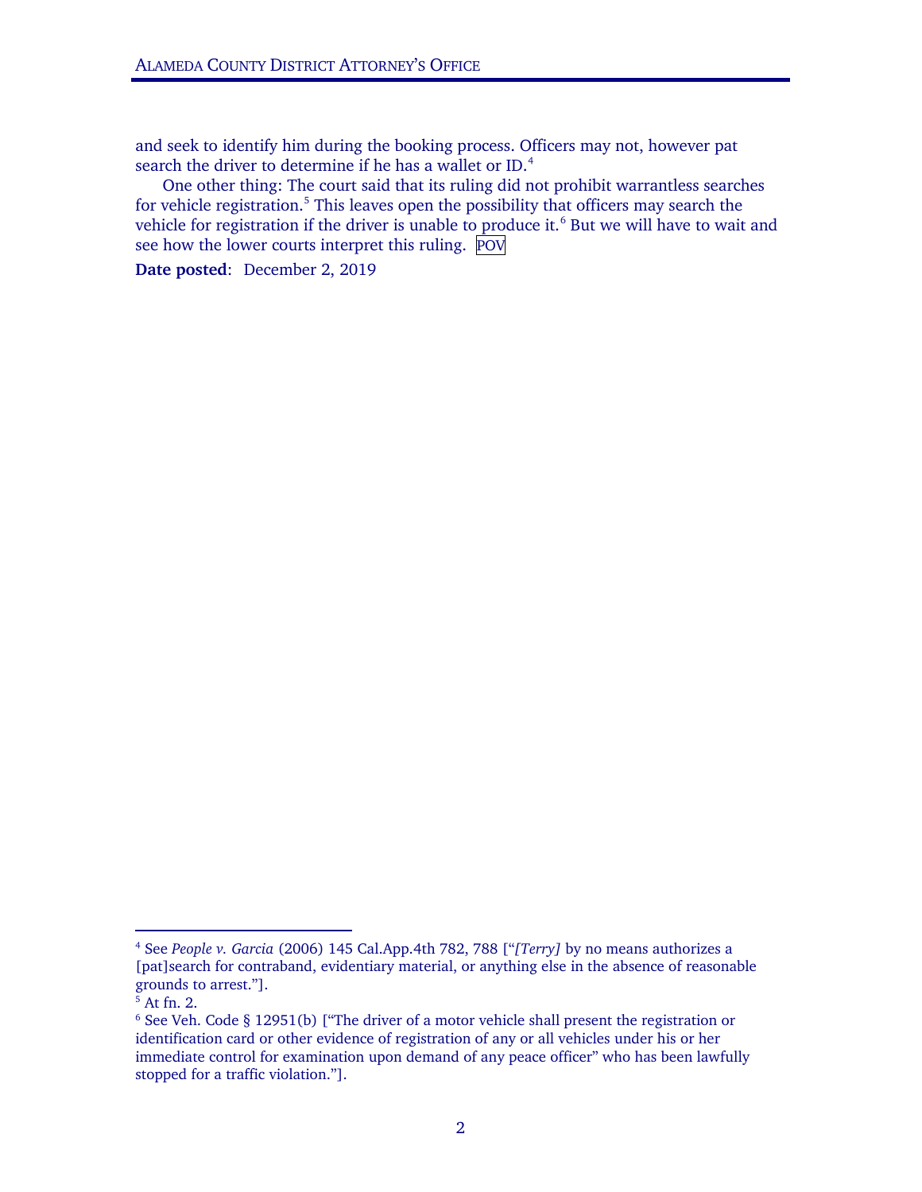and seek to identify him during the booking process. Officers may not, however pat search the driver to determine if he has a wallet or ID.[4]

One other thing: The court said that its ruling did not prohibit warrantless searches for vehicle registration.[5] This leaves open the possibility that officers may search the vehicle for registration if the driver is unable to produce it.[6] But we will have to wait and see how the lower courts interpret this ruling. POV

**Date posted**: December 2, 2019

---

[4] See *People v. Garcia* (2006) 145 Cal.App.4th 782, 788 ["*[Terry]* by no means authorizes a [pat]search for contraband, evidentiary material, or anything else in the absence of reasonable grounds to arrest."].

[5] At fn. 2.

[6] See Veh. Code § 12951(b) ["The driver of a motor vehicle shall present the registration or identification card or other evidence of registration of any or all vehicles under his or her immediate control for examination upon demand of any peace officer" who has been lawfully stopped for a traffic violation."].